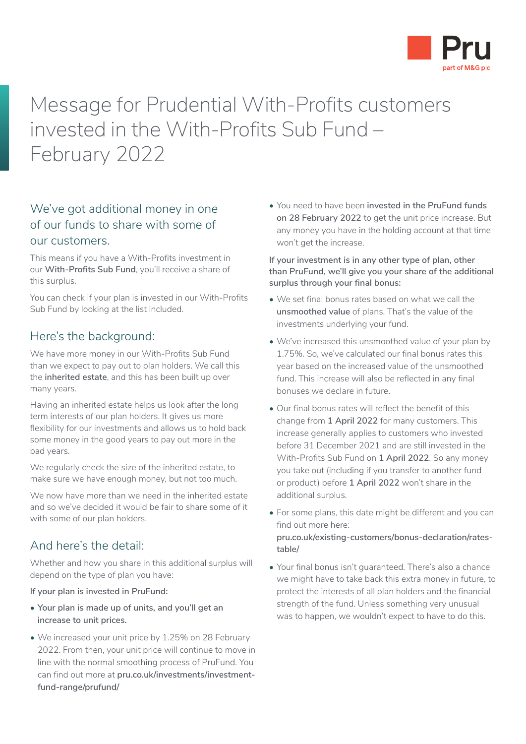# Message for Prudential With-Profits customers invested in the With-Profits Sub Fund – February 2022

## We've got additional money in one of our funds to share with some of our customers.

This means if you have a With-Profits investment in our **With-Profits Sub Fund**, you'll receive a share of this surplus.

You can check if your plan is invested in our With-Profits Sub Fund by looking at the list included.

## Here's the background:

We have more money in our With-Profits Sub Fund than we expect to pay out to plan holders. We call this the **inherited estate**, and this has been built up over many years.

Having an inherited estate helps us look after the long term interests of our plan holders. It gives us more flexibility for our investments and allows us to hold back some money in the good years to pay out more in the bad years.

We regularly check the size of the inherited estate, to make sure we have enough money, but not too much.

We now have more than we need in the inherited estate and so we've decided it would be fair to share some of it with some of our plan holders.

## And here's the detail:

Whether and how you share in this additional surplus will depend on the type of plan you have:

**If your plan is invested in PruFund:**

- **Your plan is made up of units, and you'll get an increase to unit prices.**
- We increased your unit price by 1.25% on 28 February 2022. From then, your unit price will continue to move in line with the normal smoothing process of PruFund. You can find out more at **pru.co.uk/investments/investment-fund-range/prufund/**
- You need to have been **invested in the PruFund funds on 28 February 2022** to get the unit price increase. But any money you have in the holding account at that time won't get the increase.

**If your investment is in any other type of plan, other than PruFund, we'll give you your share of the additional surplus through your final bonus:**

- We set final bonus rates based on what we call the **unsmoothed value** of plans. That's the value of the investments underlying your fund.
- We've increased this unsmoothed value of your plan by 1.75%. So, we've calculated our final bonus rates this year based on the increased value of the unsmoothed fund. This increase will also be reflected in any final bonuses we declare in future.
- Our final bonus rates will reflect the benefit of this change from **1 April 2022** for many customers. This increase generally applies to customers who invested before 31 December 2021 and are still invested in the With-Profits Sub Fund on **1 April 2022**. So any money you take out (including if you transfer to another fund or product) before **1 April 2022** won't share in the additional surplus.
- For some plans, this date might be different and you can find out more here: **pru.co.uk/existing-customers/bonus-declaration/rates-table/**
- Your final bonus isn't guaranteed. There's also a chance we might have to take back this extra money in future, to protect the interests of all plan holders and the financial strength of the fund. Unless something very unusual was to happen, we wouldn't expect to have to do this.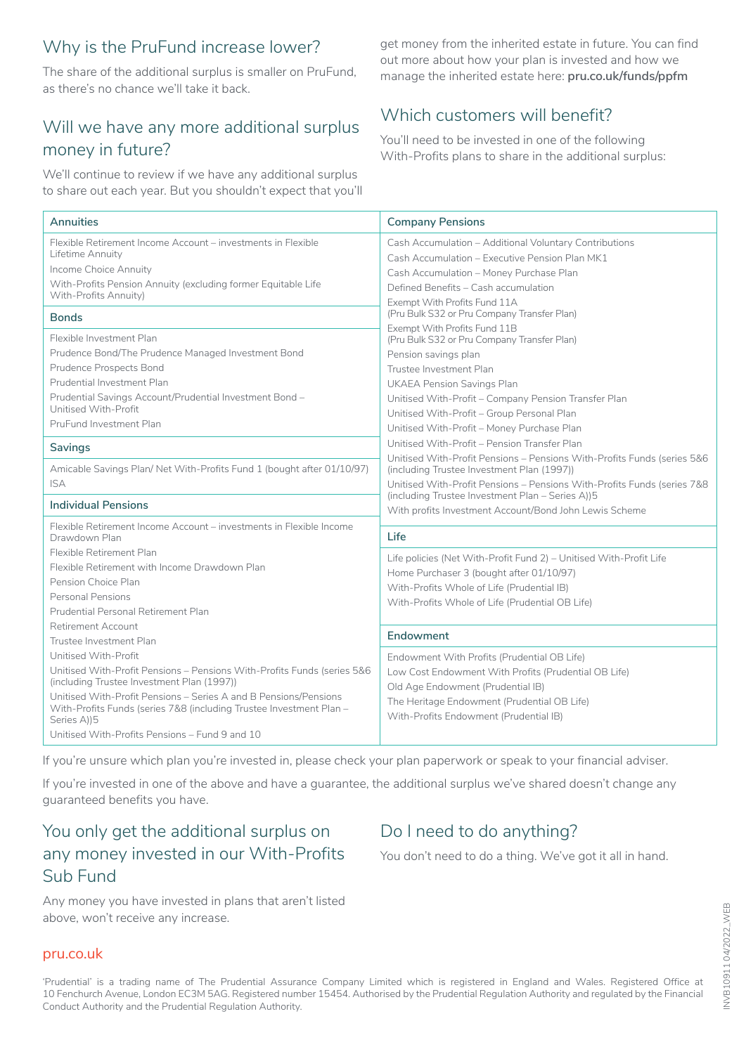## Why is the PruFund increase lower?

The share of the additional surplus is smaller on PruFund, as there's no chance we'll take it back.

## Will we have any more additional surplus money in future?

We'll continue to review if we have any additional surplus to share out each year. But you shouldn't expect that you'll get money from the inherited estate in future. You can find out more about how your plan is invested and how we manage the inherited estate here: **pru.co.uk/funds/ppfm**

## Which customers will benefit?

You'll need to be invested in one of the following With-Profits plans to share in the additional surplus:

| | |
|---|---|
| **Annuities** | **Company Pensions** |
| Flexible Retirement Income Account – investments in Flexible Lifetime Annuity<br>Income Choice Annuity<br>With-Profits Pension Annuity (excluding former Equitable Life With-Profits Annuity) | Cash Accumulation – Additional Voluntary Contributions<br>Cash Accumulation – Executive Pension Plan MK1<br>Cash Accumulation – Money Purchase Plan<br>Defined Benefits – Cash accumulation<br>Exempt With Profits Fund 11A (Pru Bulk S32 or Pru Company Transfer Plan)<br>Exempt With Profits Fund 11B (Pru Bulk S32 or Pru Company Transfer Plan)<br>Pension savings plan<br>Trustee Investment Plan<br>UKAEA Pension Savings Plan<br>Unitised With-Profit – Company Pension Transfer Plan<br>Unitised With-Profit – Group Personal Plan<br>Unitised With-Profit – Money Purchase Plan<br>Unitised With-Profit – Pension Transfer Plan<br>Unitised With-Profit Pensions – Pensions With-Profits Funds (series 5&6 (including Trustee Investment Plan (1997))<br>Unitised With-Profit Pensions – Pensions With-Profits Funds (series 7&8 (including Trustee Investment Plan – Series A))5<br>With profits Investment Account/Bond John Lewis Scheme |
| **Bonds** | |
| Flexible Investment Plan<br>Prudence Bond/The Prudence Managed Investment Bond<br>Prudence Prospects Bond<br>Prudential Investment Plan<br>Prudential Savings Account/Prudential Investment Bond – Unitised With-Profit<br>PruFund Investment Plan | |
| **Savings** | **Life** |
| Amicable Savings Plan/ Net With-Profits Fund 1 (bought after 01/10/97)<br>ISA | Life policies (Net With-Profit Fund 2) – Unitised With-Profit Life<br>Home Purchaser 3 (bought after 01/10/97)<br>With-Profits Whole of Life (Prudential IB)<br>With-Profits Whole of Life (Prudential OB Life) |
| **Individual Pensions** | **Endowment** |
| Flexible Retirement Income Account – investments in Flexible Income Drawdown Plan<br>Flexible Retirement Plan<br>Flexible Retirement with Income Drawdown Plan<br>Pension Choice Plan<br>Personal Pensions<br>Prudential Personal Retirement Plan<br>Retirement Account<br>Trustee Investment Plan<br>Unitised With-Profit<br>Unitised With-Profit Pensions – Pensions With-Profits Funds (series 5&6 (including Trustee Investment Plan (1997))<br>Unitised With-Profit Pensions – Series A and B Pensions/Pensions With-Profits Funds (series 7&8 (including Trustee Investment Plan – Series A))5<br>Unitised With-Profits Pensions – Fund 9 and 10 | Endowment With Profits (Prudential OB Life)<br>Low Cost Endowment With Profits (Prudential OB Life)<br>Old Age Endowment (Prudential IB)<br>The Heritage Endowment (Prudential OB Life)<br>With-Profits Endowment (Prudential IB) |

If you're unsure which plan you're invested in, please check your plan paperwork or speak to your financial adviser.

If you're invested in one of the above and have a guarantee, the additional surplus we've shared doesn't change any guaranteed benefits you have.

## You only get the additional surplus on any money invested in our With-Profits Sub Fund

Any money you have invested in plans that aren't listed above, won't receive any increase.

## Do I need to do anything?

You don't need to do a thing. We've got it all in hand.

pru.co.uk

'Prudential' is a trading name of The Prudential Assurance Company Limited which is registered in England and Wales. Registered Office at 10 Fenchurch Avenue, London EC3M 5AG. Registered number 15454. Authorised by the Prudential Regulation Authority and regulated by the Financial Conduct Authority and the Prudential Regulation Authority.

INVB10911 04/2022_WEB